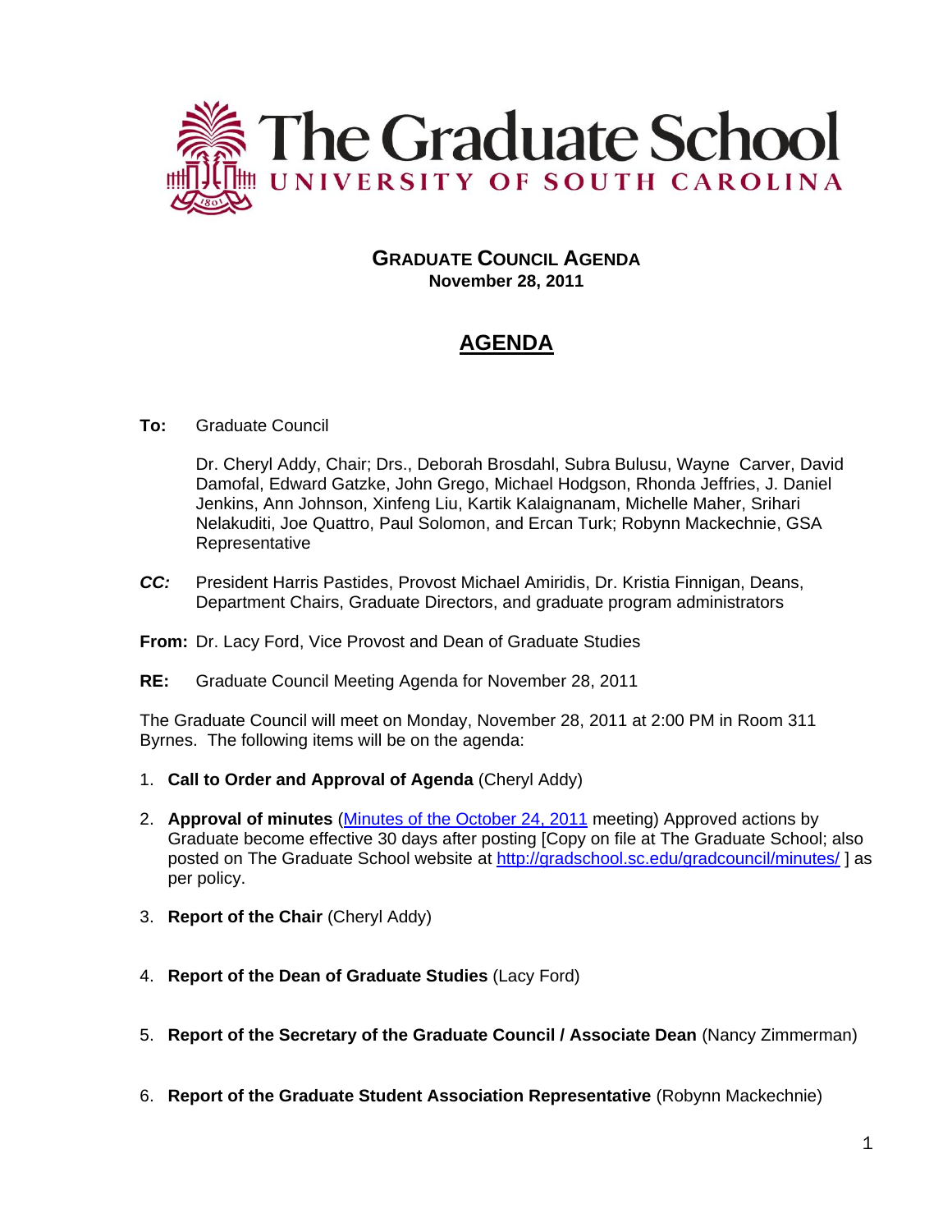# The Graduate School
## UNIVERSITY OF SOUTH CAROLINA

**GRADUATE COUNCIL AGENDA**
**November 28, 2011**

## AGENDA

**To:** Graduate Council

Dr. Cheryl Addy, Chair; Drs., Deborah Brosdahl, Subra Bulusu, Wayne Carver, David Damofal, Edward Gatzke, John Grego, Michael Hodgson, Rhonda Jeffries, J. Daniel Jenkins, Ann Johnson, Xinfeng Liu, Kartik Kalaignanam, Michelle Maher, Srihari Nelakuditi, Joe Quattro, Paul Solomon, and Ercan Turk; Robynn Mackechnie, GSA Representative

***CC:*** President Harris Pastides, Provost Michael Amiridis, Dr. Kristia Finnigan, Deans, Department Chairs, Graduate Directors, and graduate program administrators

**From:** Dr. Lacy Ford, Vice Provost and Dean of Graduate Studies

**RE:** Graduate Council Meeting Agenda for November 28, 2011

The Graduate Council will meet on Monday, November 28, 2011 at 2:00 PM in Room 311 Byrnes. The following items will be on the agenda:

1. **Call to Order and Approval of Agenda** (Cheryl Addy)
2. **Approval of minutes** (Minutes of the October 24, 2011 meeting) Approved actions by Graduate become effective 30 days after posting [Copy on file at The Graduate School; also posted on The Graduate School website at http://gradschool.sc.edu/gradcouncil/minutes/ ] as per policy.
3. **Report of the Chair** (Cheryl Addy)
4. **Report of the Dean of Graduate Studies** (Lacy Ford)
5. **Report of the Secretary of the Graduate Council / Associate Dean** (Nancy Zimmerman)
6. **Report of the Graduate Student Association Representative** (Robynn Mackechnie)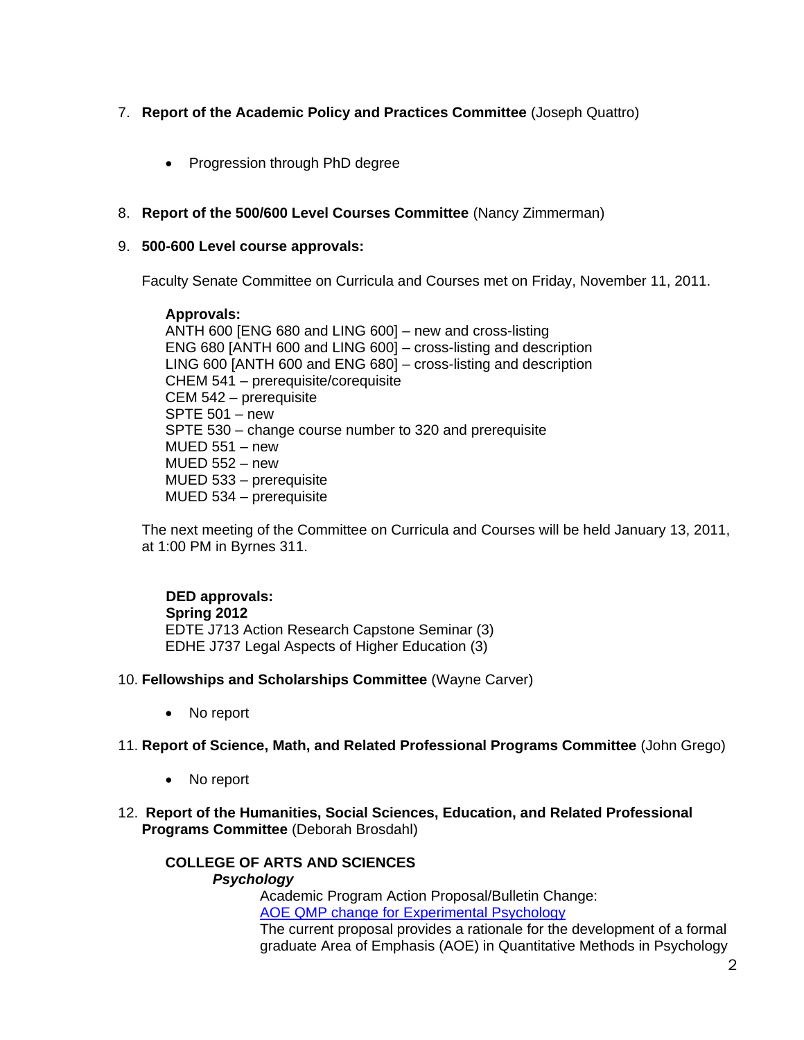7. **Report of the Academic Policy and Practices Committee** (Joseph Quattro)

    - Progression through PhD degree

8. **Report of the 500/600 Level Courses Committee** (Nancy Zimmerman)

9. **500-600 Level course approvals:**

    Faculty Senate Committee on Curricula and Courses met on Friday, November 11, 2011.

    **Approvals:**
    ANTH 600 [ENG 680 and LING 600] – new and cross-listing
    ENG 680 [ANTH 600 and LING 600] – cross-listing and description
    LING 600 [ANTH 600 and ENG 680] – cross-listing and description
    CHEM 541 – prerequisite/corequisite
    CEM 542 – prerequisite
    SPTE 501 – new
    SPTE 530 – change course number to 320 and prerequisite
    MUED 551 – new
    MUED 552 – new
    MUED 533 – prerequisite
    MUED 534 – prerequisite

    The next meeting of the Committee on Curricula and Courses will be held January 13, 2011, at 1:00 PM in Byrnes 311.

    **DED approvals:**
    **Spring 2012**
    EDTE J713 Action Research Capstone Seminar (3)
    EDHE J737 Legal Aspects of Higher Education (3)

10. **Fellowships and Scholarships Committee** (Wayne Carver)

    - No report

11. **Report of Science, Math, and Related Professional Programs Committee** (John Grego)

    - No report

12. **Report of the Humanities, Social Sciences, Education, and Related Professional Programs Committee** (Deborah Brosdahl)

    **COLLEGE OF ARTS AND SCIENCES**

    ***Psychology***

    Academic Program Action Proposal/Bulletin Change:
    AOE QMP change for Experimental Psychology
    The current proposal provides a rationale for the development of a formal graduate Area of Emphasis (AOE) in Quantitative Methods in Psychology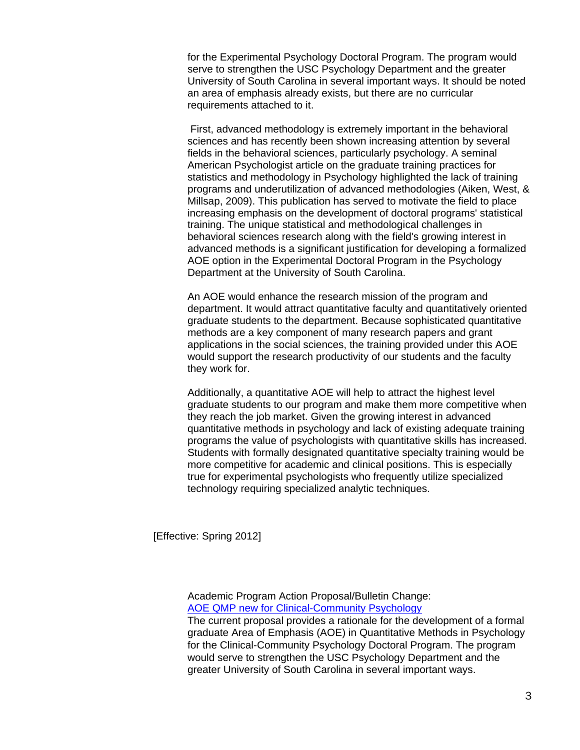for the Experimental Psychology Doctoral Program. The program would serve to strengthen the USC Psychology Department and the greater University of South Carolina in several important ways. It should be noted an area of emphasis already exists, but there are no curricular requirements attached to it.

First, advanced methodology is extremely important in the behavioral sciences and has recently been shown increasing attention by several fields in the behavioral sciences, particularly psychology. A seminal American Psychologist article on the graduate training practices for statistics and methodology in Psychology highlighted the lack of training programs and underutilization of advanced methodologies (Aiken, West, & Millsap, 2009). This publication has served to motivate the field to place increasing emphasis on the development of doctoral programs' statistical training. The unique statistical and methodological challenges in behavioral sciences research along with the field's growing interest in advanced methods is a significant justification for developing a formalized AOE option in the Experimental Doctoral Program in the Psychology Department at the University of South Carolina.

An AOE would enhance the research mission of the program and department. It would attract quantitative faculty and quantitatively oriented graduate students to the department. Because sophisticated quantitative methods are a key component of many research papers and grant applications in the social sciences, the training provided under this AOE would support the research productivity of our students and the faculty they work for.

Additionally, a quantitative AOE will help to attract the highest level graduate students to our program and make them more competitive when they reach the job market. Given the growing interest in advanced quantitative methods in psychology and lack of existing adequate training programs the value of psychologists with quantitative skills has increased. Students with formally designated quantitative specialty training would be more competitive for academic and clinical positions. This is especially true for experimental psychologists who frequently utilize specialized technology requiring specialized analytic techniques.

[Effective: Spring 2012]

Academic Program Action Proposal/Bulletin Change:
AOE QMP new for Clinical-Community Psychology
The current proposal provides a rationale for the development of a formal graduate Area of Emphasis (AOE) in Quantitative Methods in Psychology for the Clinical-Community Psychology Doctoral Program. The program would serve to strengthen the USC Psychology Department and the greater University of South Carolina in several important ways.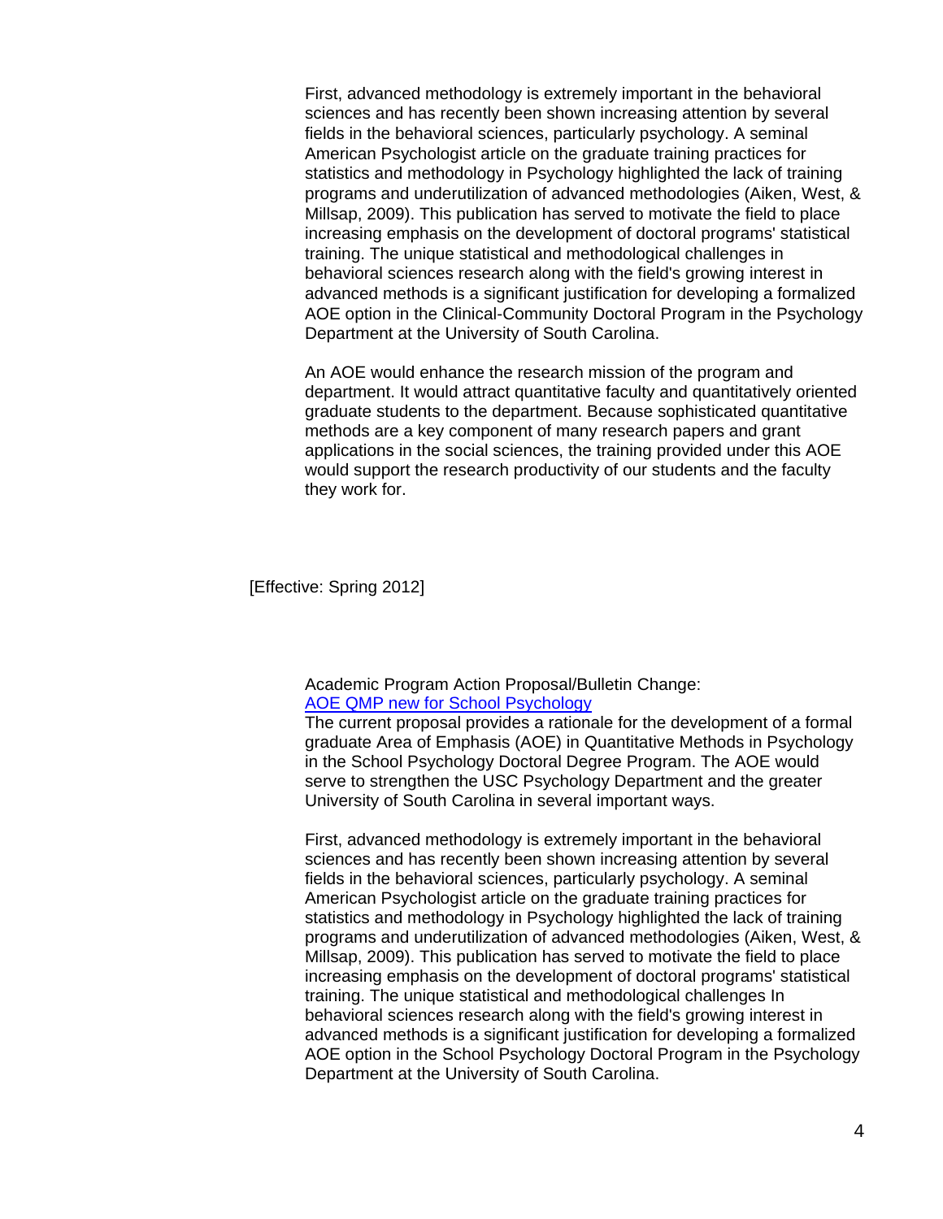First, advanced methodology is extremely important in the behavioral sciences and has recently been shown increasing attention by several fields in the behavioral sciences, particularly psychology. A seminal American Psychologist article on the graduate training practices for statistics and methodology in Psychology highlighted the lack of training programs and underutilization of advanced methodologies (Aiken, West, & Millsap, 2009). This publication has served to motivate the field to place increasing emphasis on the development of doctoral programs' statistical training. The unique statistical and methodological challenges in behavioral sciences research along with the field's growing interest in advanced methods is a significant justification for developing a formalized AOE option in the Clinical-Community Doctoral Program in the Psychology Department at the University of South Carolina.

An AOE would enhance the research mission of the program and department. It would attract quantitative faculty and quantitatively oriented graduate students to the department. Because sophisticated quantitative methods are a key component of many research papers and grant applications in the social sciences, the training provided under this AOE would support the research productivity of our students and the faculty they work for.

[Effective: Spring 2012]

Academic Program Action Proposal/Bulletin Change:
AOE QMP new for School Psychology
The current proposal provides a rationale for the development of a formal graduate Area of Emphasis (AOE) in Quantitative Methods in Psychology in the School Psychology Doctoral Degree Program. The AOE would serve to strengthen the USC Psychology Department and the greater University of South Carolina in several important ways.

First, advanced methodology is extremely important in the behavioral sciences and has recently been shown increasing attention by several fields in the behavioral sciences, particularly psychology. A seminal American Psychologist article on the graduate training practices for statistics and methodology in Psychology highlighted the lack of training programs and underutilization of advanced methodologies (Aiken, West, & Millsap, 2009). This publication has served to motivate the field to place increasing emphasis on the development of doctoral programs' statistical training. The unique statistical and methodological challenges In behavioral sciences research along with the field's growing interest in advanced methods is a significant justification for developing a formalized AOE option in the School Psychology Doctoral Program in the Psychology Department at the University of South Carolina.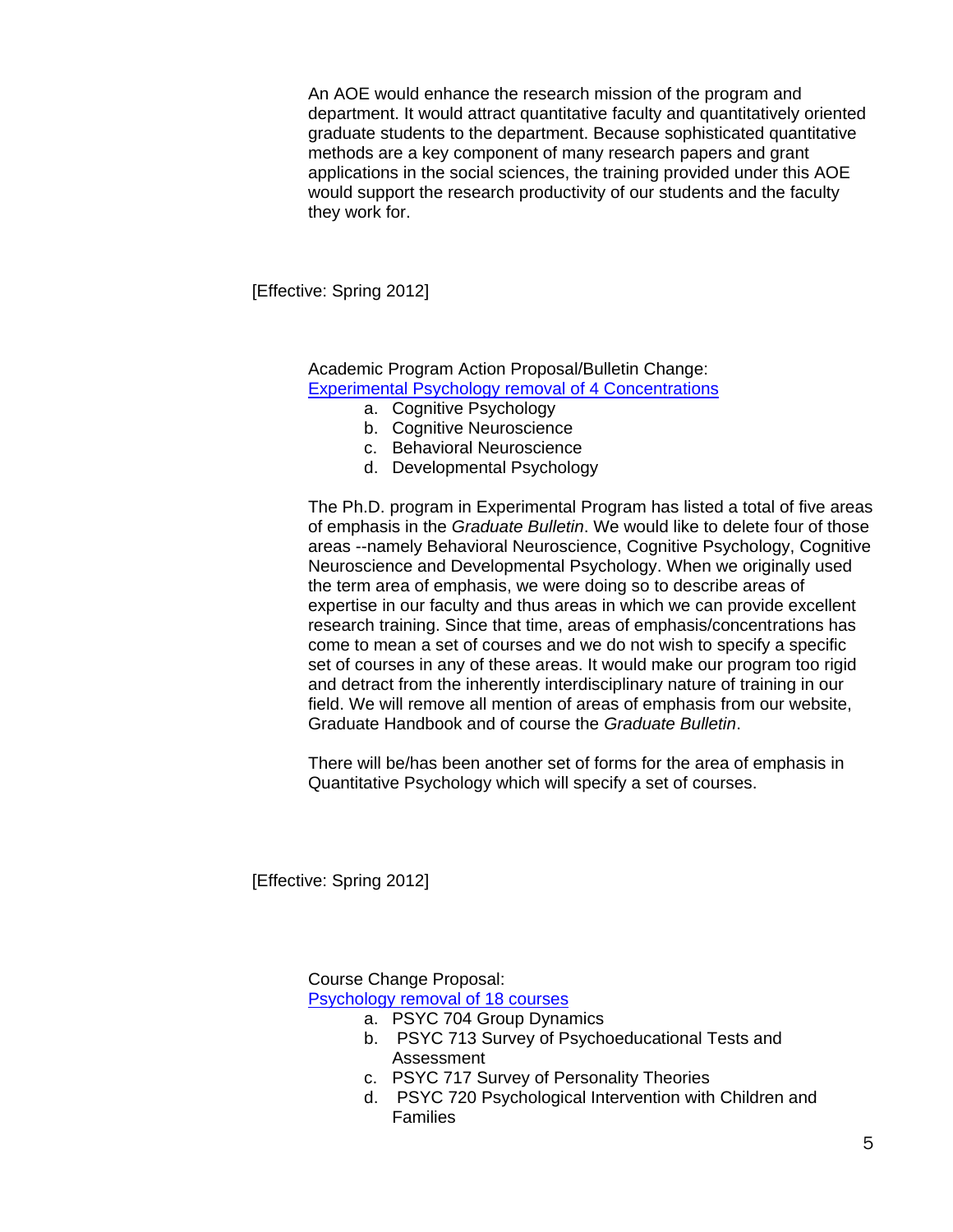An AOE would enhance the research mission of the program and department. It would attract quantitative faculty and quantitatively oriented graduate students to the department. Because sophisticated quantitative methods are a key component of many research papers and grant applications in the social sciences, the training provided under this AOE would support the research productivity of our students and the faculty they work for.

[Effective: Spring 2012]

Academic Program Action Proposal/Bulletin Change:
Experimental Psychology removal of 4 Concentrations

a. Cognitive Psychology
b. Cognitive Neuroscience
c. Behavioral Neuroscience
d. Developmental Psychology

The Ph.D. program in Experimental Program has listed a total of five areas of emphasis in the *Graduate Bulletin*. We would like to delete four of those areas --namely Behavioral Neuroscience, Cognitive Psychology, Cognitive Neuroscience and Developmental Psychology. When we originally used the term area of emphasis, we were doing so to describe areas of expertise in our faculty and thus areas in which we can provide excellent research training. Since that time, areas of emphasis/concentrations has come to mean a set of courses and we do not wish to specify a specific set of courses in any of these areas. It would make our program too rigid and detract from the inherently interdisciplinary nature of training in our field. We will remove all mention of areas of emphasis from our website, Graduate Handbook and of course the *Graduate Bulletin*.

There will be/has been another set of forms for the area of emphasis in Quantitative Psychology which will specify a set of courses.

[Effective: Spring 2012]

Course Change Proposal:
Psychology removal of 18 courses

a. PSYC 704 Group Dynamics
b. PSYC 713 Survey of Psychoeducational Tests and Assessment
c. PSYC 717 Survey of Personality Theories
d. PSYC 720 Psychological Intervention with Children and Families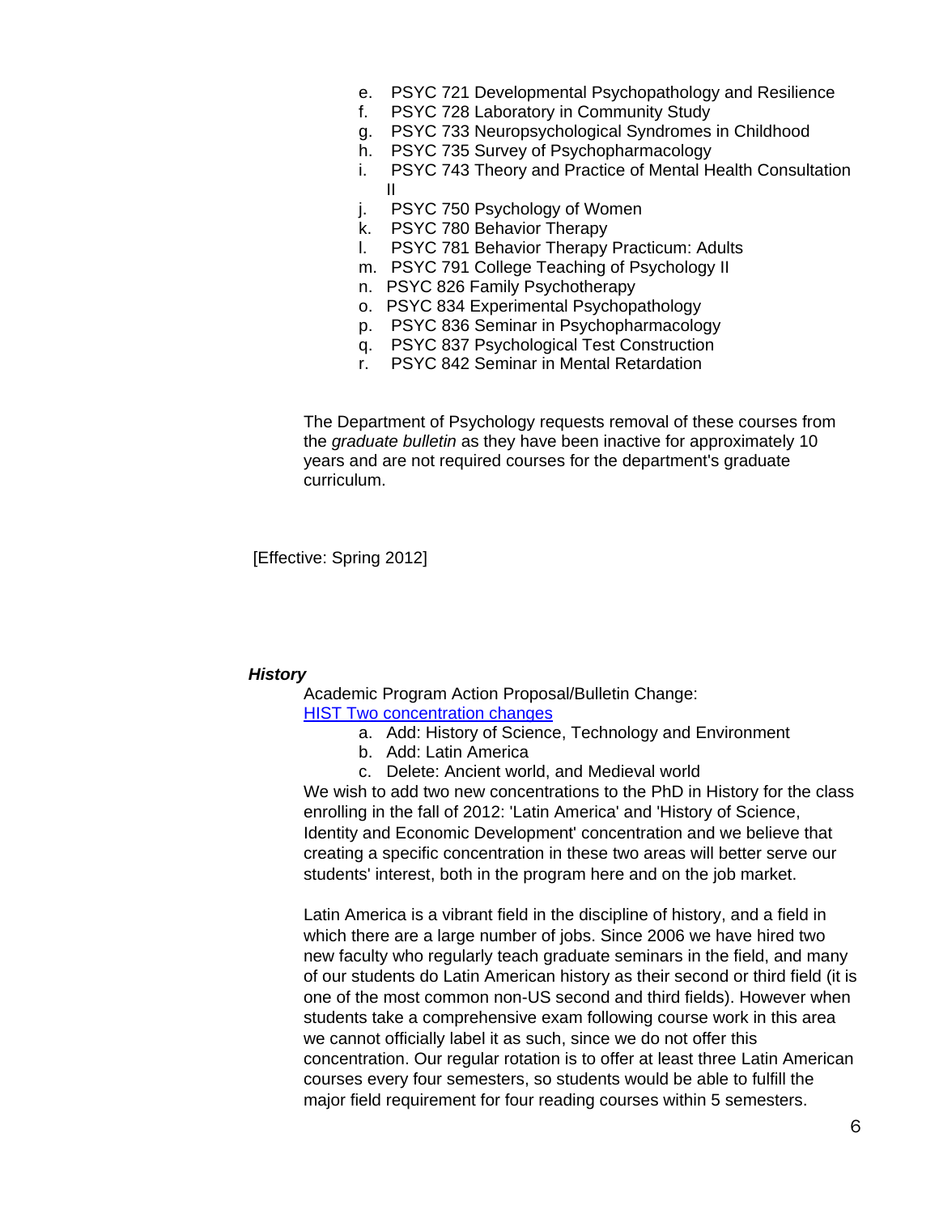e. PSYC 721 Developmental Psychopathology and Resilience
f. PSYC 728 Laboratory in Community Study
g. PSYC 733 Neuropsychological Syndromes in Childhood
h. PSYC 735 Survey of Psychopharmacology
i. PSYC 743 Theory and Practice of Mental Health Consultation II
j. PSYC 750 Psychology of Women
k. PSYC 780 Behavior Therapy
l. PSYC 781 Behavior Therapy Practicum: Adults
m. PSYC 791 College Teaching of Psychology II
n. PSYC 826 Family Psychotherapy
o. PSYC 834 Experimental Psychopathology
p. PSYC 836 Seminar in Psychopharmacology
q. PSYC 837 Psychological Test Construction
r. PSYC 842 Seminar in Mental Retardation

The Department of Psychology requests removal of these courses from the *graduate bulletin* as they have been inactive for approximately 10 years and are not required courses for the department's graduate curriculum.

[Effective: Spring 2012]

***History***

Academic Program Action Proposal/Bulletin Change:
[HIST Two concentration changes]

a. Add: History of Science, Technology and Environment
b. Add: Latin America
c. Delete: Ancient world, and Medieval world

We wish to add two new concentrations to the PhD in History for the class enrolling in the fall of 2012: 'Latin America' and 'History of Science, Identity and Economic Development' concentration and we believe that creating a specific concentration in these two areas will better serve our students' interest, both in the program here and on the job market.

Latin America is a vibrant field in the discipline of history, and a field in which there are a large number of jobs. Since 2006 we have hired two new faculty who regularly teach graduate seminars in the field, and many of our students do Latin American history as their second or third field (it is one of the most common non-US second and third fields). However when students take a comprehensive exam following course work in this area we cannot officially label it as such, since we do not offer this concentration. Our regular rotation is to offer at least three Latin American courses every four semesters, so students would be able to fulfill the major field requirement for four reading courses within 5 semesters.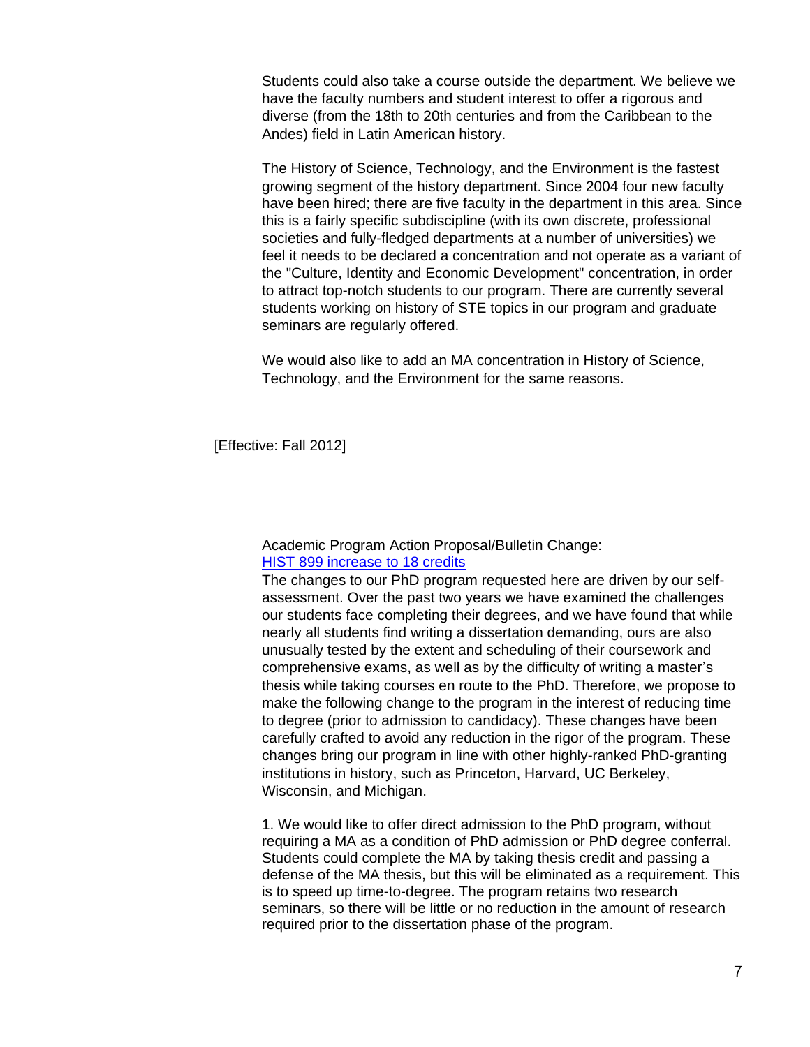Students could also take a course outside the department. We believe we have the faculty numbers and student interest to offer a rigorous and diverse (from the 18th to 20th centuries and from the Caribbean to the Andes) field in Latin American history.

The History of Science, Technology, and the Environment is the fastest growing segment of the history department. Since 2004 four new faculty have been hired; there are five faculty in the department in this area. Since this is a fairly specific subdiscipline (with its own discrete, professional societies and fully-fledged departments at a number of universities) we feel it needs to be declared a concentration and not operate as a variant of the "Culture, Identity and Economic Development" concentration, in order to attract top-notch students to our program. There are currently several students working on history of STE topics in our program and graduate seminars are regularly offered.

We would also like to add an MA concentration in History of Science, Technology, and the Environment for the same reasons.

[Effective: Fall 2012]

Academic Program Action Proposal/Bulletin Change:
HIST 899 increase to 18 credits

The changes to our PhD program requested here are driven by our self-assessment. Over the past two years we have examined the challenges our students face completing their degrees, and we have found that while nearly all students find writing a dissertation demanding, ours are also unusually tested by the extent and scheduling of their coursework and comprehensive exams, as well as by the difficulty of writing a master's thesis while taking courses en route to the PhD. Therefore, we propose to make the following change to the program in the interest of reducing time to degree (prior to admission to candidacy). These changes have been carefully crafted to avoid any reduction in the rigor of the program. These changes bring our program in line with other highly-ranked PhD-granting institutions in history, such as Princeton, Harvard, UC Berkeley, Wisconsin, and Michigan.

1. We would like to offer direct admission to the PhD program, without requiring a MA as a condition of PhD admission or PhD degree conferral. Students could complete the MA by taking thesis credit and passing a defense of the MA thesis, but this will be eliminated as a requirement. This is to speed up time-to-degree. The program retains two research seminars, so there will be little or no reduction in the amount of research required prior to the dissertation phase of the program.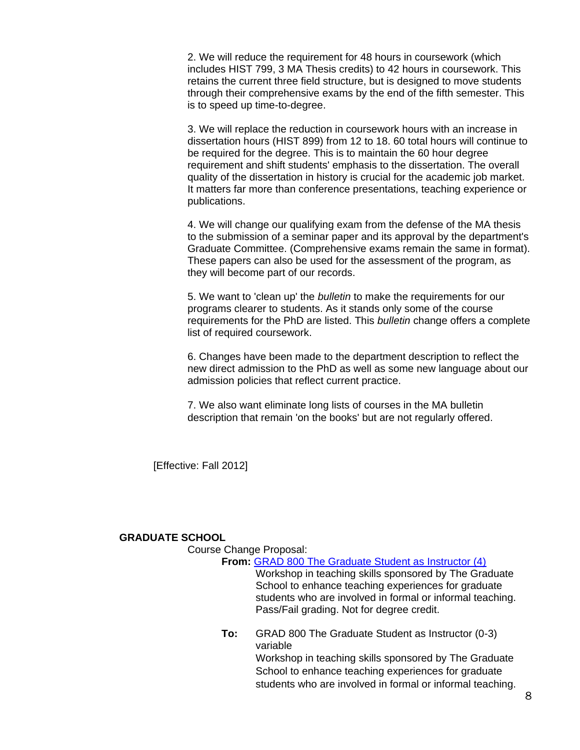2. We will reduce the requirement for 48 hours in coursework (which includes HIST 799, 3 MA Thesis credits) to 42 hours in coursework. This retains the current three field structure, but is designed to move students through their comprehensive exams by the end of the fifth semester. This is to speed up time-to-degree.

3. We will replace the reduction in coursework hours with an increase in dissertation hours (HIST 899) from 12 to 18. 60 total hours will continue to be required for the degree. This is to maintain the 60 hour degree requirement and shift students' emphasis to the dissertation. The overall quality of the dissertation in history is crucial for the academic job market. It matters far more than conference presentations, teaching experience or publications.

4. We will change our qualifying exam from the defense of the MA thesis to the submission of a seminar paper and its approval by the department's Graduate Committee. (Comprehensive exams remain the same in format). These papers can also be used for the assessment of the program, as they will become part of our records.

5. We want to 'clean up' the *bulletin* to make the requirements for our programs clearer to students. As it stands only some of the course requirements for the PhD are listed. This *bulletin* change offers a complete list of required coursework.

6. Changes have been made to the department description to reflect the new direct admission to the PhD as well as some new language about our admission policies that reflect current practice.

7. We also want eliminate long lists of courses in the MA bulletin description that remain 'on the books' but are not regularly offered.

[Effective: Fall 2012]

**GRADUATE SCHOOL**

Course Change Proposal:

**From:** GRAD 800 The Graduate Student as Instructor (4)

Workshop in teaching skills sponsored by The Graduate School to enhance teaching experiences for graduate students who are involved in formal or informal teaching. Pass/Fail grading. Not for degree credit.

**To:** GRAD 800 The Graduate Student as Instructor (0-3) variable

Workshop in teaching skills sponsored by The Graduate School to enhance teaching experiences for graduate students who are involved in formal or informal teaching.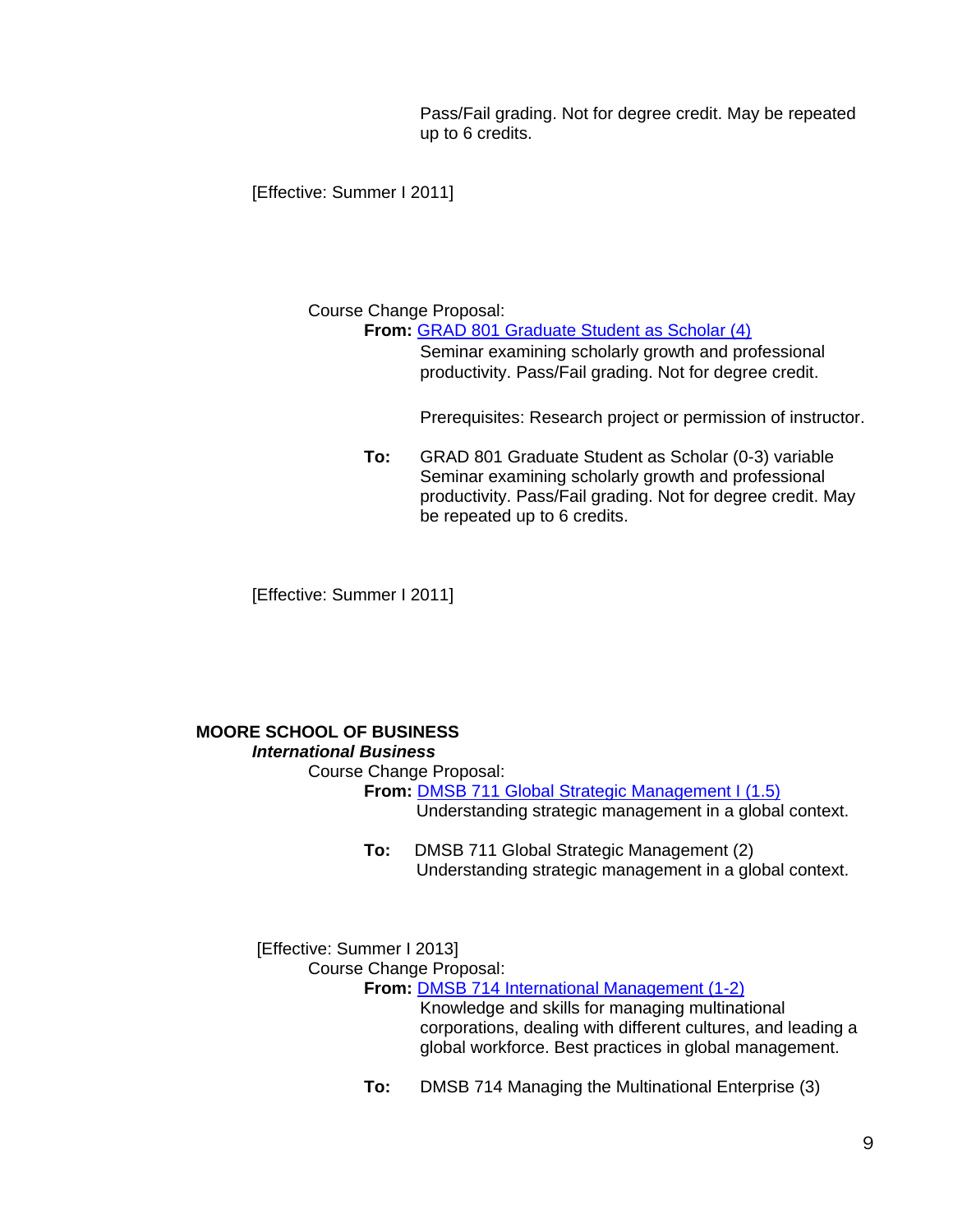Pass/Fail grading. Not for degree credit. May be repeated up to 6 credits.

[Effective: Summer I 2011]

Course Change Proposal:

**From:** [GRAD 801 Graduate Student as Scholar (4)]
Seminar examining scholarly growth and professional productivity. Pass/Fail grading. Not for degree credit.

Prerequisites: Research project or permission of instructor.

**To:** GRAD 801 Graduate Student as Scholar (0-3) variable
Seminar examining scholarly growth and professional productivity. Pass/Fail grading. Not for degree credit. May be repeated up to 6 credits.

[Effective: Summer I 2011]

**MOORE SCHOOL OF BUSINESS**

***International Business***

Course Change Proposal:

**From:** [DMSB 711 Global Strategic Management I (1.5)]
Understanding strategic management in a global context.

**To:** DMSB 711 Global Strategic Management (2)
Understanding strategic management in a global context.

[Effective: Summer I 2013]

Course Change Proposal:

**From:** [DMSB 714 International Management (1-2)]
Knowledge and skills for managing multinational corporations, dealing with different cultures, and leading a global workforce. Best practices in global management.

**To:** DMSB 714 Managing the Multinational Enterprise (3)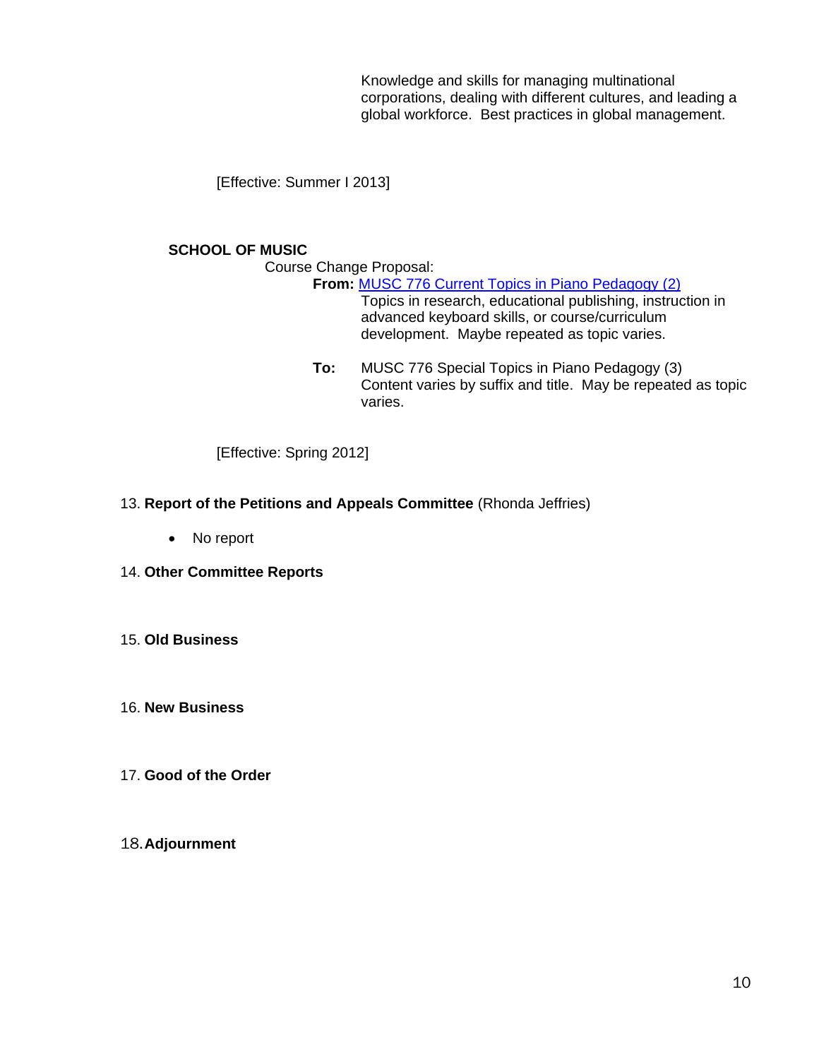Knowledge and skills for managing multinational corporations, dealing with different cultures, and leading a global workforce. Best practices in global management.

[Effective: Summer I 2013]

**SCHOOL OF MUSIC**

Course Change Proposal:

**From:** MUSC 776 Current Topics in Piano Pedagogy (2)
Topics in research, educational publishing, instruction in advanced keyboard skills, or course/curriculum development. Maybe repeated as topic varies.

**To:** MUSC 776 Special Topics in Piano Pedagogy (3)
Content varies by suffix and title. May be repeated as topic varies.

[Effective: Spring 2012]

13. **Report of the Petitions and Appeals Committee** (Rhonda Jeffries)

- No report

14. **Other Committee Reports**

15. **Old Business**

16. **New Business**

17. **Good of the Order**

18. **Adjournment**